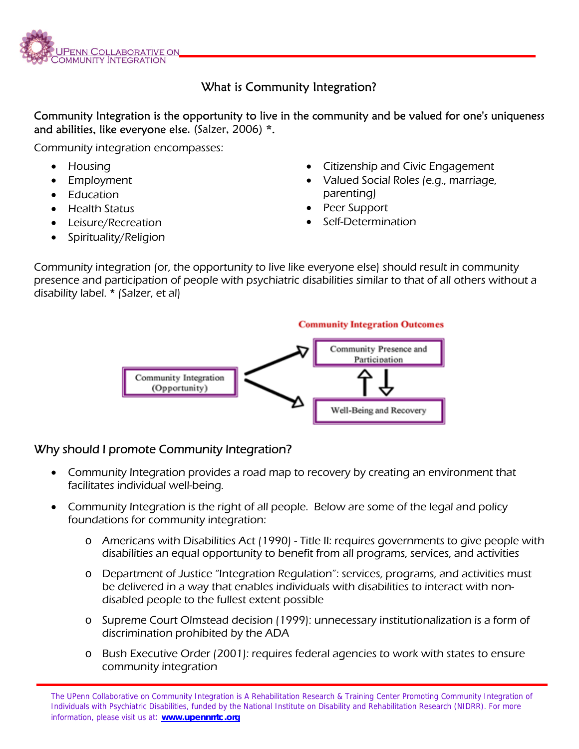UPENN COLLABORATIVE ON COMMUNITY INTEGRATION

# What is Community Integration?

**Community Integration is the opportunity to live in the community and be valued for one's uniqueness and abilities, like everyone else.** (Salzer, 2006) *.

Community integration encompasses:

- Housing
- Employment
- Education
- Health Status
- Leisure/Recreation
- Spirituality/Religion
- Citizenship and Civic Engagement
- Valued Social Roles (e.g., marriage, parenting)
- Peer Support
- Self-Determination

Community integration (or, the opportunity to live like everyone else) *should result in community presence and participation of people with psychiatric disabilities similar to that of all others without a disability label.* * (Salzer, et al)

**Community Integration Outcomes**

Community Integration (Opportunity) → Community Presence and Participation ⇅ Well-Being and Recovery

## Why should I promote Community Integration?

- Community Integration provides a road map to recovery by creating an environment that facilitates individual well-being.
- Community Integration is the right of all people. Below are some of the legal and policy foundations for community integration:
  - Americans with Disabilities Act (1990) - Title II: requires governments to give people with disabilities an equal opportunity to benefit from all programs, services, and activities
  - Department of Justice "Integration Regulation": services, programs, and activities must be delivered in a way that enables individuals with disabilities to interact with non-disabled people to the fullest extent possible
  - Supreme Court Olmstead decision (1999): unnecessary institutionalization is a form of discrimination prohibited by the ADA
  - Bush Executive Order (2001): requires federal agencies to work with states to ensure community integration

The UPenn Collaborative on Community Integration is A Rehabilitation Research & Training Center Promoting Community Integration of Individuals with Psychiatric Disabilities, funded by the National Institute on Disability and Rehabilitation Research (NIDRR). For more information, please visit us at: **www.upennrrtc.org**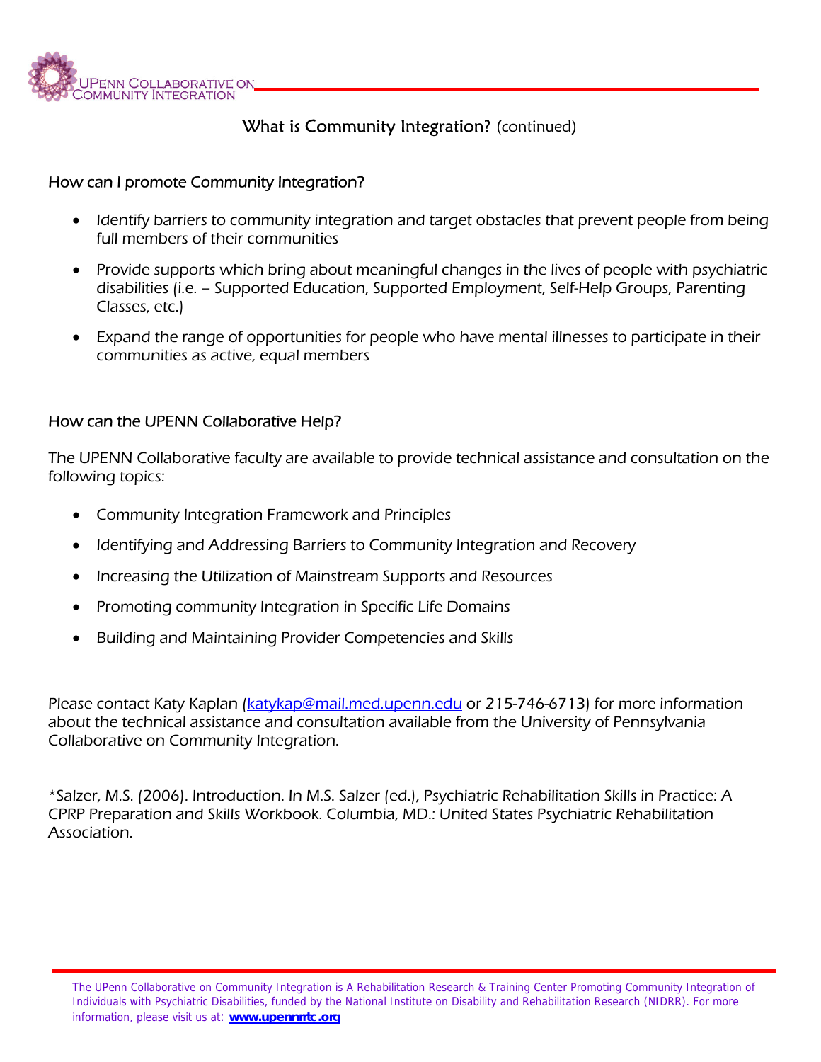## What is Community Integration? (continued)

### How can I promote Community Integration?

- Identify barriers to community integration and target obstacles that prevent people from being full members of their communities
- Provide supports which bring about meaningful changes in the lives of people with psychiatric disabilities (i.e. – Supported Education, Supported Employment, Self-Help Groups, Parenting Classes, etc.)
- Expand the range of opportunities for people who have mental illnesses to participate in their communities as active, equal members

### How can the UPENN Collaborative Help?

The UPENN Collaborative faculty are available to provide technical assistance and consultation on the following topics:

- Community Integration Framework and Principles
- Identifying and Addressing Barriers to Community Integration and Recovery
- Increasing the Utilization of Mainstream Supports and Resources
- Promoting community Integration in Specific Life Domains
- Building and Maintaining Provider Competencies and Skills

Please contact Katy Kaplan (katykap@mail.med.upenn.edu or 215-746-6713) for more information about the technical assistance and consultation available from the University of Pennsylvania Collaborative on Community Integration.

*Salzer, M.S. (2006). Introduction. In M.S. Salzer (ed.), Psychiatric Rehabilitation Skills in Practice: A CPRP Preparation and Skills Workbook. Columbia, MD.: United States Psychiatric Rehabilitation Association.

The UPenn Collaborative on Community Integration is A Rehabilitation Research & Training Center Promoting Community Integration of Individuals with Psychiatric Disabilities, funded by the National Institute on Disability and Rehabilitation Research (NIDRR). For more information, please visit us at: **www.upennrrtc.org**